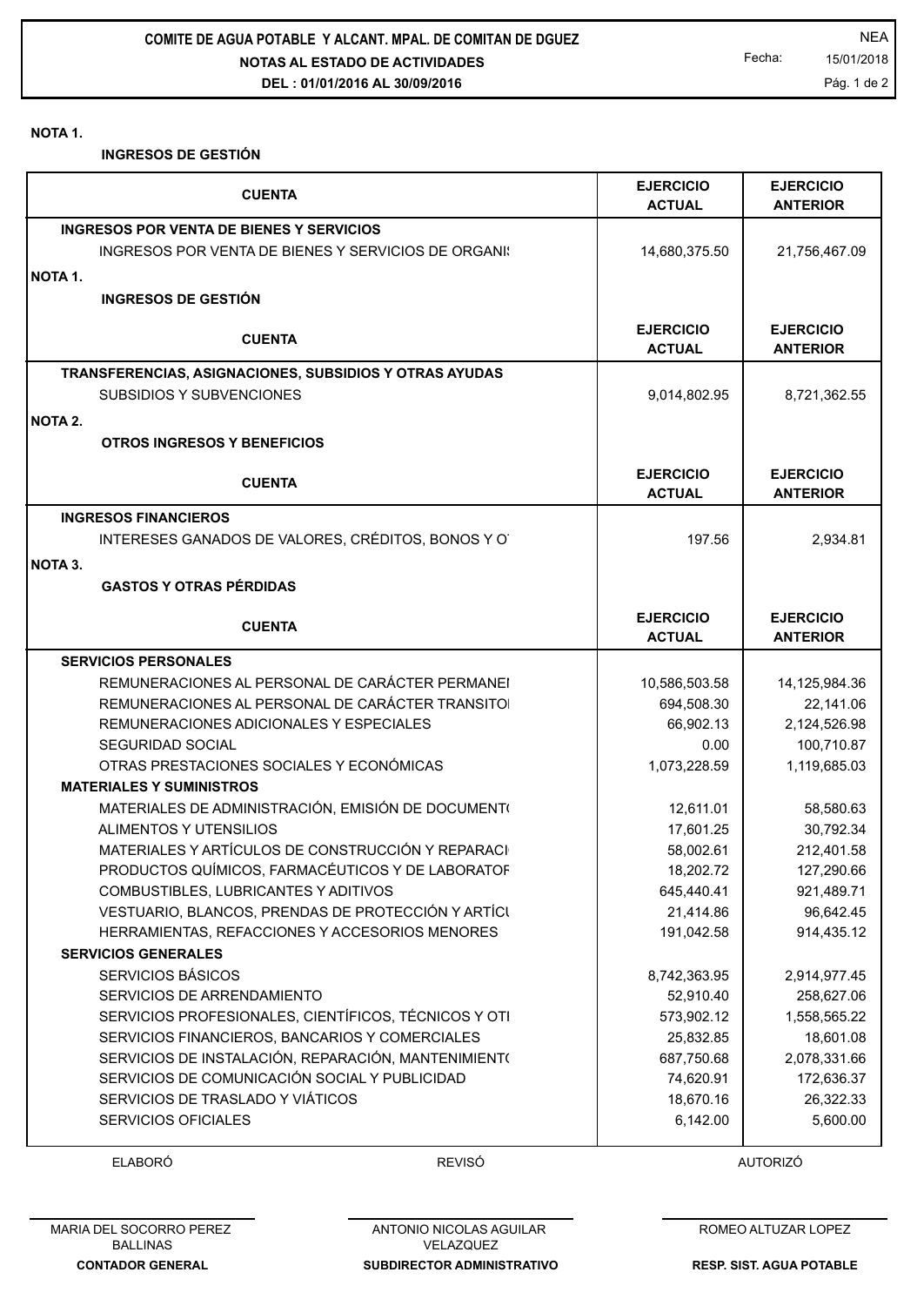**COMITE DE AGUA POTABLE Y ALCANT. MPAL. DE COMITAN DE DGUEZ**

**NOTAS AL ESTADO DE ACTIVIDADES**

**DEL : 01/01/2016 AL 30/09/2016**

NEA

Fecha: 15/01/2018

**NOTA 1.**

**INGRESOS DE GESTIÓN**

| CUENTA | EJERCICIO ACTUAL | EJERCICIO ANTERIOR |
|---|---|---|
| **INGRESOS POR VENTA DE BIENES Y SERVICIOS** | | |
| INGRESOS POR VENTA DE BIENES Y SERVICIOS DE ORGANI: | 14,680,375.50 | 21,756,467.09 |

**NOTA 1.**

**INGRESOS DE GESTIÓN**

| CUENTA | EJERCICIO ACTUAL | EJERCICIO ANTERIOR |
|---|---|---|
| **TRANSFERENCIAS, ASIGNACIONES, SUBSIDIOS Y OTRAS AYUDAS** | | |
| SUBSIDIOS Y SUBVENCIONES | 9,014,802.95 | 8,721,362.55 |

**NOTA 2.**

**OTROS INGRESOS Y BENEFICIOS**

| CUENTA | EJERCICIO ACTUAL | EJERCICIO ANTERIOR |
|---|---|---|
| **INGRESOS FINANCIEROS** | | |
| INTERESES GANADOS DE VALORES, CRÉDITOS, BONOS Y O | 197.56 | 2,934.81 |

**NOTA 3.**

**GASTOS Y OTRAS PÉRDIDAS**

| CUENTA | EJERCICIO ACTUAL | EJERCICIO ANTERIOR |
|---|---|---|
| **SERVICIOS PERSONALES** | | |
| REMUNERACIONES AL PERSONAL DE CARÁCTER PERMANEI | 10,586,503.58 | 14,125,984.36 |
| REMUNERACIONES AL PERSONAL DE CARÁCTER TRANSITOI | 694,508.30 | 22,141.06 |
| REMUNERACIONES ADICIONALES Y ESPECIALES | 66,902.13 | 2,124,526.98 |
| SEGURIDAD SOCIAL | 0.00 | 100,710.87 |
| OTRAS PRESTACIONES SOCIALES Y ECONÓMICAS | 1,073,228.59 | 1,119,685.03 |
| **MATERIALES Y SUMINISTROS** | | |
| MATERIALES DE ADMINISTRACIÓN, EMISIÓN DE DOCUMENT( | 12,611.01 | 58,580.63 |
| ALIMENTOS Y UTENSILIOS | 17,601.25 | 30,792.34 |
| MATERIALES Y ARTÍCULOS DE CONSTRUCCIÓN Y REPARACI | 58,002.61 | 212,401.58 |
| PRODUCTOS QUÍMICOS, FARMACÉUTICOS Y DE LABORATOF | 18,202.72 | 127,290.66 |
| COMBUSTIBLES, LUBRICANTES Y ADITIVOS | 645,440.41 | 921,489.71 |
| VESTUARIO, BLANCOS, PRENDAS DE PROTECCIÓN Y ARTÍCU | 21,414.86 | 96,642.45 |
| HERRAMIENTAS, REFACCIONES Y ACCESORIOS MENORES | 191,042.58 | 914,435.12 |
| **SERVICIOS GENERALES** | | |
| SERVICIOS BÁSICOS | 8,742,363.95 | 2,914,977.45 |
| SERVICIOS DE ARRENDAMIENTO | 52,910.40 | 258,627.06 |
| SERVICIOS PROFESIONALES, CIENTÍFICOS, TÉCNICOS Y OTI | 573,902.12 | 1,558,565.22 |
| SERVICIOS FINANCIEROS, BANCARIOS Y COMERCIALES | 25,832.85 | 18,601.08 |
| SERVICIOS DE INSTALACIÓN, REPARACIÓN, MANTENIMIENT( | 687,750.68 | 2,078,331.66 |
| SERVICIOS DE COMUNICACIÓN SOCIAL Y PUBLICIDAD | 74,620.91 | 172,636.37 |
| SERVICIOS DE TRASLADO Y VIÁTICOS | 18,670.16 | 26,322.33 |
| SERVICIOS OFICIALES | 6,142.00 | 5,600.00 |

| ELABORÓ | REVISÓ | AUTORIZÓ |
|---|---|---|
| MARIA DEL SOCORRO PEREZ BALLINAS | ANTONIO NICOLAS AGUILAR VELAZQUEZ | ROMEO ALTUZAR LOPEZ |
| **CONTADOR GENERAL** | **SUBDIRECTOR ADMINISTRATIVO** | **RESP. SIST. AGUA POTABLE** |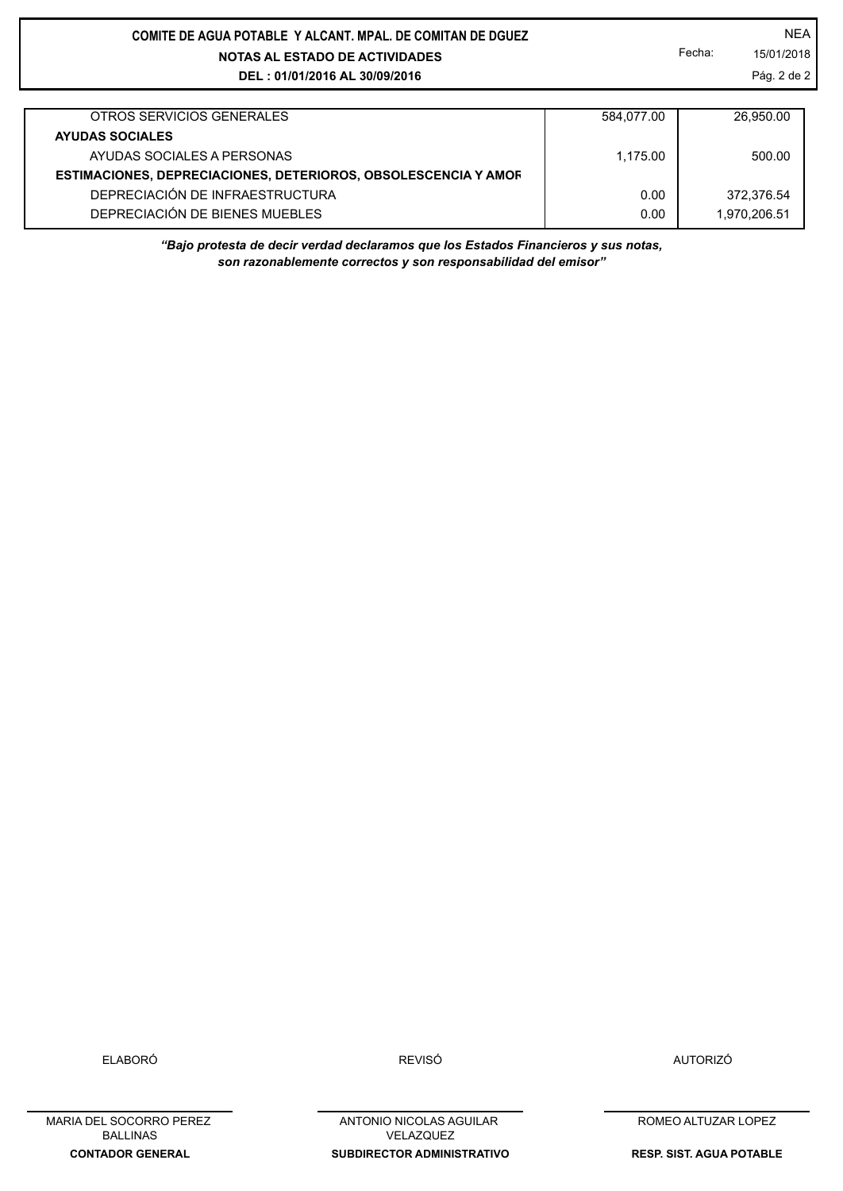| | | |
|---|---|---|
| OTROS SERVICIOS GENERALES | 584,077.00 | 26,950.00 |
| **AYUDAS SOCIALES** | | |
| AYUDAS SOCIALES A PERSONAS | 1,175.00 | 500.00 |
| **ESTIMACIONES, DEPRECIACIONES, DETERIOROS, OBSOLESCENCIA Y AMOR** | | |
| DEPRECIACIÓN DE INFRAESTRUCTURA | 0.00 | 372,376.54 |
| DEPRECIACIÓN DE BIENES MUEBLES | 0.00 | 1,970,206.51 |

***"Bajo protesta de decir verdad declaramos que los Estados Financieros y sus notas, son razonablemente correctos y son responsabilidad del emisor"***

| ELABORÓ | REVISÓ | AUTORIZÓ |
|---|---|---|
| MARIA DEL SOCORRO PEREZ BALLINAS | ANTONIO NICOLAS AGUILAR VELAZQUEZ | ROMEO ALTUZAR LOPEZ |
| **CONTADOR GENERAL** | **SUBDIRECTOR ADMINISTRATIVO** | **RESP. SIST. AGUA POTABLE** |